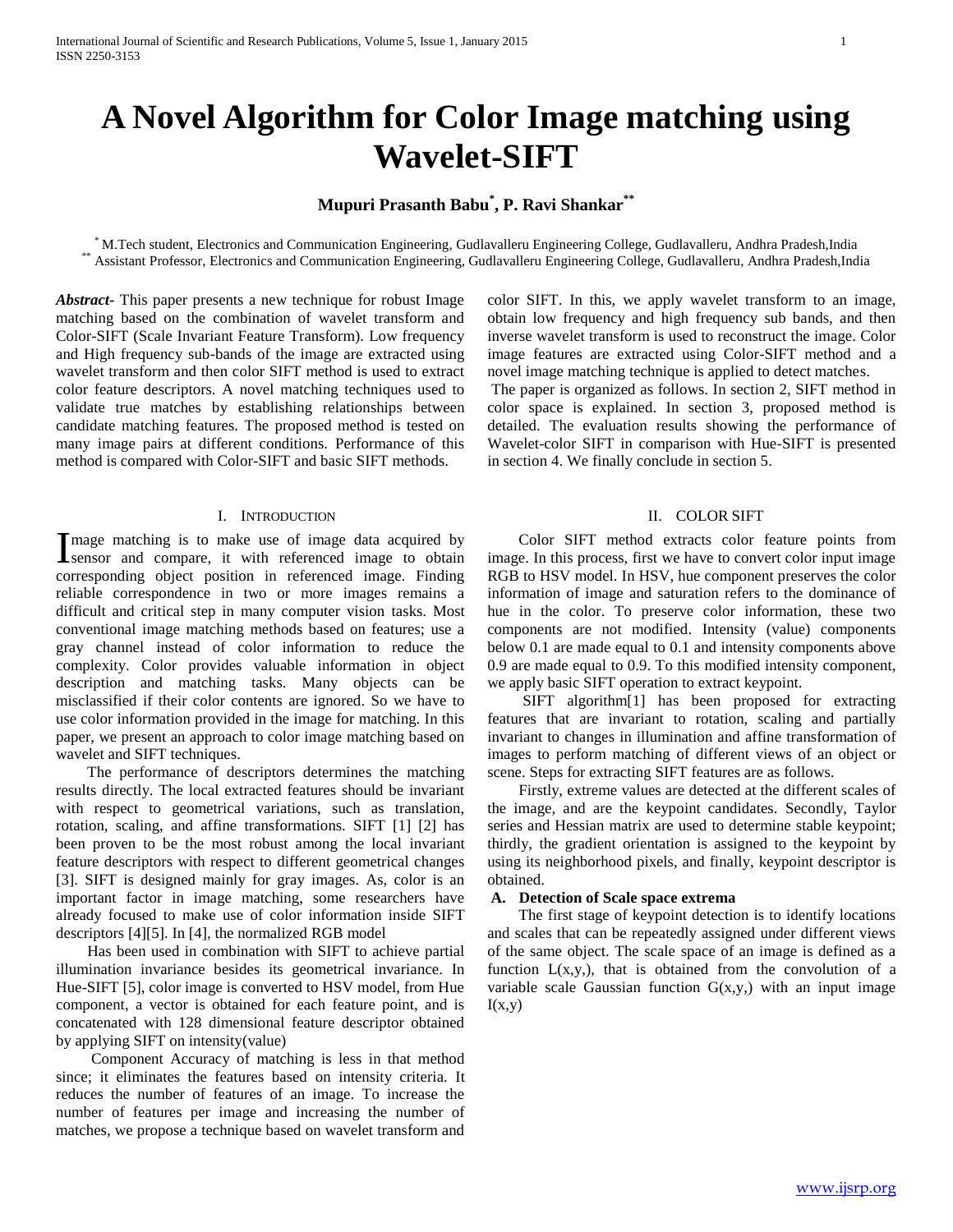# A Novel Algorithm for Color Image matching using Wavelet-SIFT

**Mupuri Prasanth Babu[*], P. Ravi Shankar[**]**

[*] M.Tech student, Electronics and Communication Engineering, Gudlavalleru Engineering College, Gudlavalleru, Andhra Pradesh,India
[**] Assistant Professor, Electronics and Communication Engineering, Gudlavalleru Engineering College, Gudlavalleru, Andhra Pradesh,India

***Abstract-*** This paper presents a new technique for robust Image matching based on the combination of wavelet transform and Color-SIFT (Scale Invariant Feature Transform). Low frequency and High frequency sub-bands of the image are extracted using wavelet transform and then color SIFT method is used to extract color feature descriptors. A novel matching techniques used to validate true matches by establishing relationships between candidate matching features. The proposed method is tested on many image pairs at different conditions. Performance of this method is compared with Color-SIFT and basic SIFT methods.

## I. Introduction

Image matching is to make use of image data acquired by sensor and compare, it with referenced image to obtain corresponding object position in referenced image. Finding reliable correspondence in two or more images remains a difficult and critical step in many computer vision tasks. Most conventional image matching methods based on features; use a gray channel instead of color information to reduce the complexity. Color provides valuable information in object description and matching tasks. Many objects can be misclassified if their color contents are ignored. So we have to use color information provided in the image for matching. In this paper, we present an approach to color image matching based on wavelet and SIFT techniques.

The performance of descriptors determines the matching results directly. The local extracted features should be invariant with respect to geometrical variations, such as translation, rotation, scaling, and affine transformations. SIFT [1] [2] has been proven to be the most robust among the local invariant feature descriptors with respect to different geometrical changes [3]. SIFT is designed mainly for gray images. As, color is an important factor in image matching, some researchers have already focused to make use of color information inside SIFT descriptors [4][5]. In [4], the normalized RGB model

Has been used in combination with SIFT to achieve partial illumination invariance besides its geometrical invariance. In Hue-SIFT [5], color image is converted to HSV model, from Hue component, a vector is obtained for each feature point, and is concatenated with 128 dimensional feature descriptor obtained by applying SIFT on intensity(value)

Component Accuracy of matching is less in that method since; it eliminates the features based on intensity criteria. It reduces the number of features of an image. To increase the number of features per image and increasing the number of matches, we propose a technique based on wavelet transform and color SIFT. In this, we apply wavelet transform to an image, obtain low frequency and high frequency sub bands, and then inverse wavelet transform is used to reconstruct the image. Color image features are extracted using Color-SIFT method and a novel image matching technique is applied to detect matches.

The paper is organized as follows. In section 2, SIFT method in color space is explained. In section 3, proposed method is detailed. The evaluation results showing the performance of Wavelet-color SIFT in comparison with Hue-SIFT is presented in section 4. We finally conclude in section 5.

## II. Color SIFT

Color SIFT method extracts color feature points from image. In this process, first we have to convert color input image RGB to HSV model. In HSV, hue component preserves the color information of image and saturation refers to the dominance of hue in the color. To preserve color information, these two components are not modified. Intensity (value) components below 0.1 are made equal to 0.1 and intensity components above 0.9 are made equal to 0.9. To this modified intensity component, we apply basic SIFT operation to extract keypoint.

SIFT algorithm[1] has been proposed for extracting features that are invariant to rotation, scaling and partially invariant to changes in illumination and affine transformation of images to perform matching of different views of an object or scene. Steps for extracting SIFT features are as follows.

Firstly, extreme values are detected at the different scales of the image, and are the keypoint candidates. Secondly, Taylor series and Hessian matrix are used to determine stable keypoint; thirdly, the gradient orientation is assigned to the keypoint by using its neighborhood pixels, and finally, keypoint descriptor is obtained.

### A. Detection of Scale space extrema

The first stage of keypoint detection is to identify locations and scales that can be repeatedly assigned under different views of the same object. The scale space of an image is defined as a function $L(x,y,)$, that is obtained from the convolution of a variable scale Gaussian function $G(x,y,)$ with an input image $I(x,y)$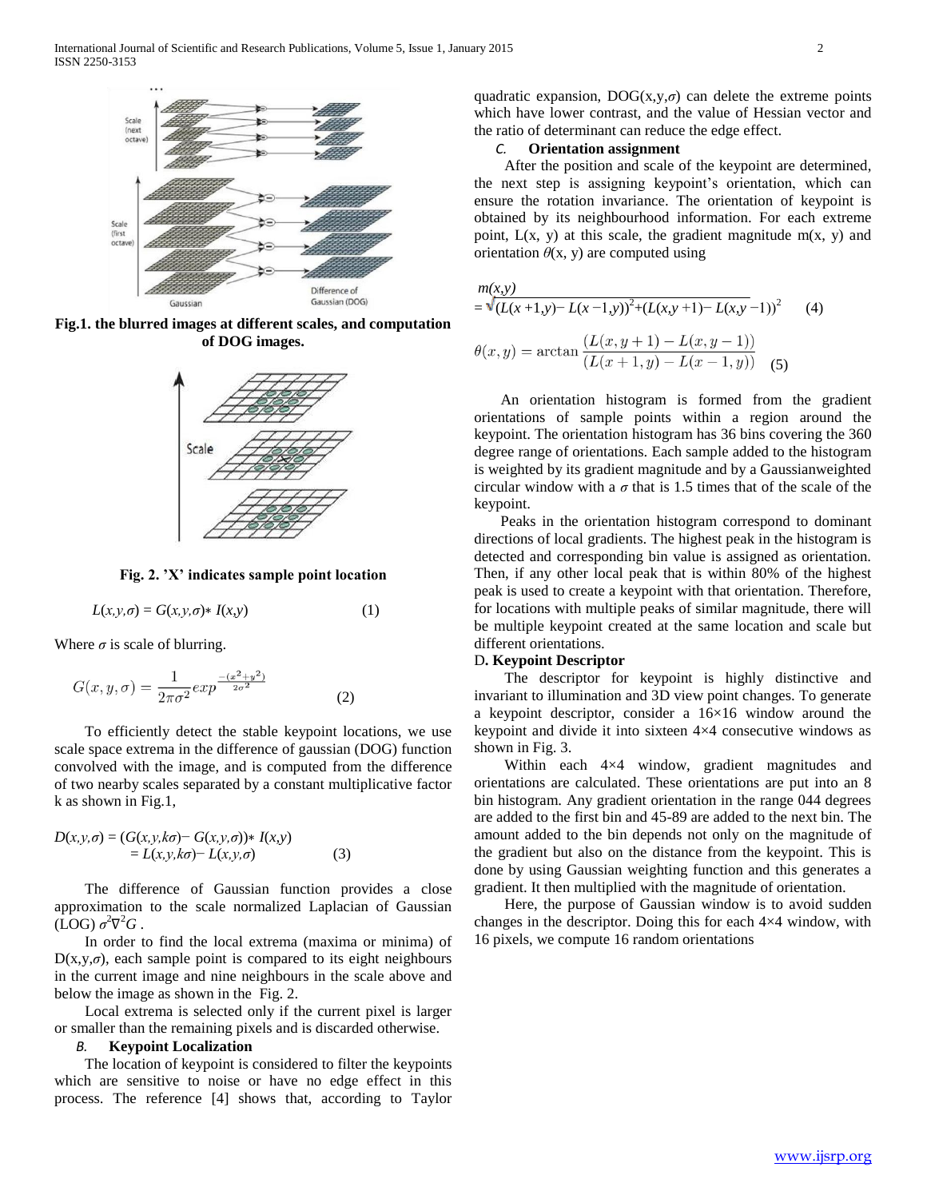Fig.1. the blurred images at different scales, and computation of DOG images.

Fig. 2. 'X' indicates sample point location

$$L(x,y,\sigma) = G(x,y,\sigma) * I(x,y) \qquad (1)$$

Where $\sigma$ is scale of blurring.

$$G(x,y,\sigma) = \frac{1}{2\pi\sigma^2} exp^{\frac{-(x^2+y^2)}{2\sigma^2}} \qquad (2)$$

To efficiently detect the stable keypoint locations, we use scale space extrema in the difference of gaussian (DOG) function convolved with the image, and is computed from the difference of two nearby scales separated by a constant multiplicative factor k as shown in Fig.1,

$$\begin{aligned} D(x,y,\sigma) &= (G(x,y,k\sigma) - G(x,y,\sigma)) * I(x,y) \\ &= L(x,y,k\sigma) - L(x,y,\sigma) \end{aligned} \qquad (3)$$

The difference of Gaussian function provides a close approximation to the scale normalized Laplacian of Gaussian (LOG) $\sigma^2\nabla^2 G$.

In order to find the local extrema (maxima or minima) of $D(x,y,\sigma)$, each sample point is compared to its eight neighbours in the current image and nine neighbours in the scale above and below the image as shown in the Fig. 2.

Local extrema is selected only if the current pixel is larger or smaller than the remaining pixels and is discarded otherwise.

### *B.* Keypoint Localization

The location of keypoint is considered to filter the keypoints which are sensitive to noise or have no edge effect in this process. The reference [4] shows that, according to Taylor quadratic expansion, $DOG(x,y,\sigma)$ can delete the extreme points which have lower contrast, and the value of Hessian vector and the ratio of determinant can reduce the edge effect.

### *C.* Orientation assignment

After the position and scale of the keypoint are determined, the next step is assigning keypoint's orientation, which can ensure the rotation invariance. The orientation of keypoint is obtained by its neighbourhood information. For each extreme point, L(x, y) at this scale, the gradient magnitude m(x, y) and orientation $\theta$(x, y) are computed using

$$m(x,y) = \sqrt{(L(x+1,y) - L(x-1,y))^2 + (L(x,y+1) - L(x,y-1))^2} \qquad (4)$$

$$\theta(x,y) = \arctan\frac{(L(x,y+1) - L(x,y-1))}{(L(x+1,y) - L(x-1,y))} \qquad (5)$$

An orientation histogram is formed from the gradient orientations of sample points within a region around the keypoint. The orientation histogram has 36 bins covering the 360 degree range of orientations. Each sample added to the histogram is weighted by its gradient magnitude and by a Gaussianweighted circular window with a $\sigma$ that is 1.5 times that of the scale of the keypoint.

Peaks in the orientation histogram correspond to dominant directions of local gradients. The highest peak in the histogram is detected and corresponding bin value is assigned as orientation. Then, if any other local peak that is within 80% of the highest peak is used to create a keypoint with that orientation. Therefore, for locations with multiple peaks of similar magnitude, there will be multiple keypoint created at the same location and scale but different orientations.

### D. Keypoint Descriptor

The descriptor for keypoint is highly distinctive and invariant to illumination and 3D view point changes. To generate a keypoint descriptor, consider a 16×16 window around the keypoint and divide it into sixteen 4×4 consecutive windows as shown in Fig. 3.

Within each 4×4 window, gradient magnitudes and orientations are calculated. These orientations are put into an 8 bin histogram. Any gradient orientation in the range 044 degrees are added to the first bin and 45-89 are added to the next bin. The amount added to the bin depends not only on the magnitude of the gradient but also on the distance from the keypoint. This is done by using Gaussian weighting function and this generates a gradient. It then multiplied with the magnitude of orientation.

Here, the purpose of Gaussian window is to avoid sudden changes in the descriptor. Doing this for each 4×4 window, with 16 pixels, we compute 16 random orientations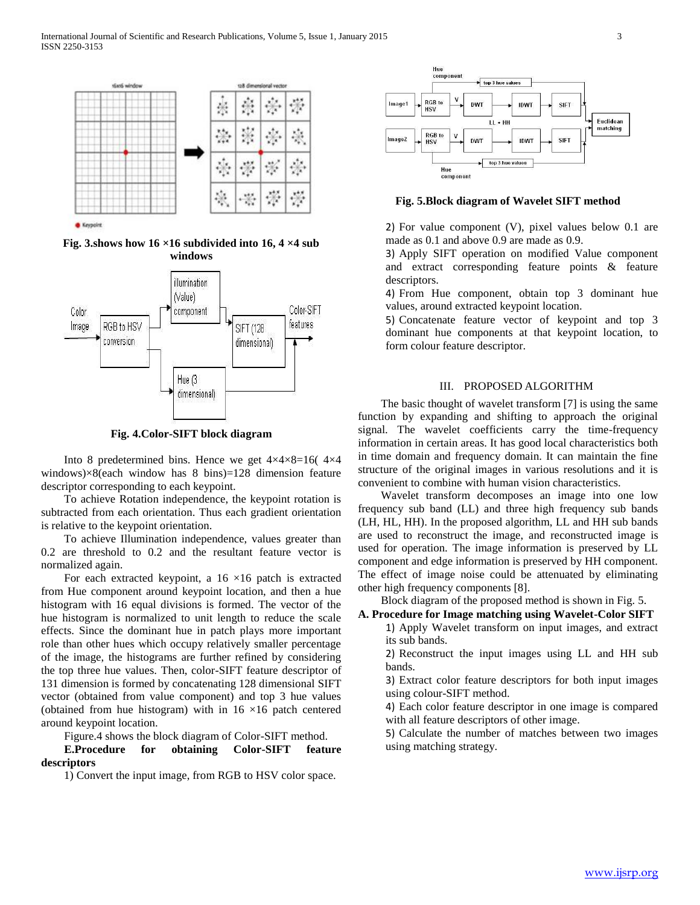Fig. 3.shows how 16 ×16 subdivided into 16, 4 ×4 sub windows

Fig. 4.Color-SIFT block diagram

Into 8 predetermined bins. Hence we get 4×4×8=16( 4×4 windows)×8(each window has 8 bins)=128 dimension feature descriptor corresponding to each keypoint.

To achieve Rotation independence, the keypoint rotation is subtracted from each orientation. Thus each gradient orientation is relative to the keypoint orientation.

To achieve Illumination independence, values greater than 0.2 are threshold to 0.2 and the resultant feature vector is normalized again.

For each extracted keypoint, a 16 ×16 patch is extracted from Hue component around keypoint location, and then a hue histogram with 16 equal divisions is formed. The vector of the hue histogram is normalized to unit length to reduce the scale effects. Since the dominant hue in patch plays more important role than other hues which occupy relatively smaller percentage of the image, the histograms are further refined by considering the top three hue values. Then, color-SIFT feature descriptor of 131 dimension is formed by concatenating 128 dimensional SIFT vector (obtained from value component) and top 3 hue values (obtained from hue histogram) with in 16 ×16 patch centered around keypoint location.

Figure.4 shows the block diagram of Color-SIFT method.

**E.Procedure for obtaining Color-SIFT feature descriptors**

1) Convert the input image, from RGB to HSV color space.

Fig. 5.Block diagram of Wavelet SIFT method

2) For value component (V), pixel values below 0.1 are made as 0.1 and above 0.9 are made as 0.9.

3) Apply SIFT operation on modified Value component and extract corresponding feature points & feature descriptors.

4) From Hue component, obtain top 3 dominant hue values, around extracted keypoint location.

5) Concatenate feature vector of keypoint and top 3 dominant hue components at that keypoint location, to form colour feature descriptor.

## III. PROPOSED ALGORITHM

The basic thought of wavelet transform [7] is using the same function by expanding and shifting to approach the original signal. The wavelet coefficients carry the time-frequency information in certain areas. It has good local characteristics both in time domain and frequency domain. It can maintain the fine structure of the original images in various resolutions and it is convenient to combine with human vision characteristics.

Wavelet transform decomposes an image into one low frequency sub band (LL) and three high frequency sub bands (LH, HL, HH). In the proposed algorithm, LL and HH sub bands are used to reconstruct the image, and reconstructed image is used for operation. The image information is preserved by LL component and edge information is preserved by HH component. The effect of image noise could be attenuated by eliminating other high frequency components [8].

Block diagram of the proposed method is shown in Fig. 5.

**A. Procedure for Image matching using Wavelet-Color SIFT**

1) Apply Wavelet transform on input images, and extract its sub bands.

2) Reconstruct the input images using LL and HH sub bands.

3) Extract color feature descriptors for both input images using colour-SIFT method.

4) Each color feature descriptor in one image is compared with all feature descriptors of other image.

5) Calculate the number of matches between two images using matching strategy.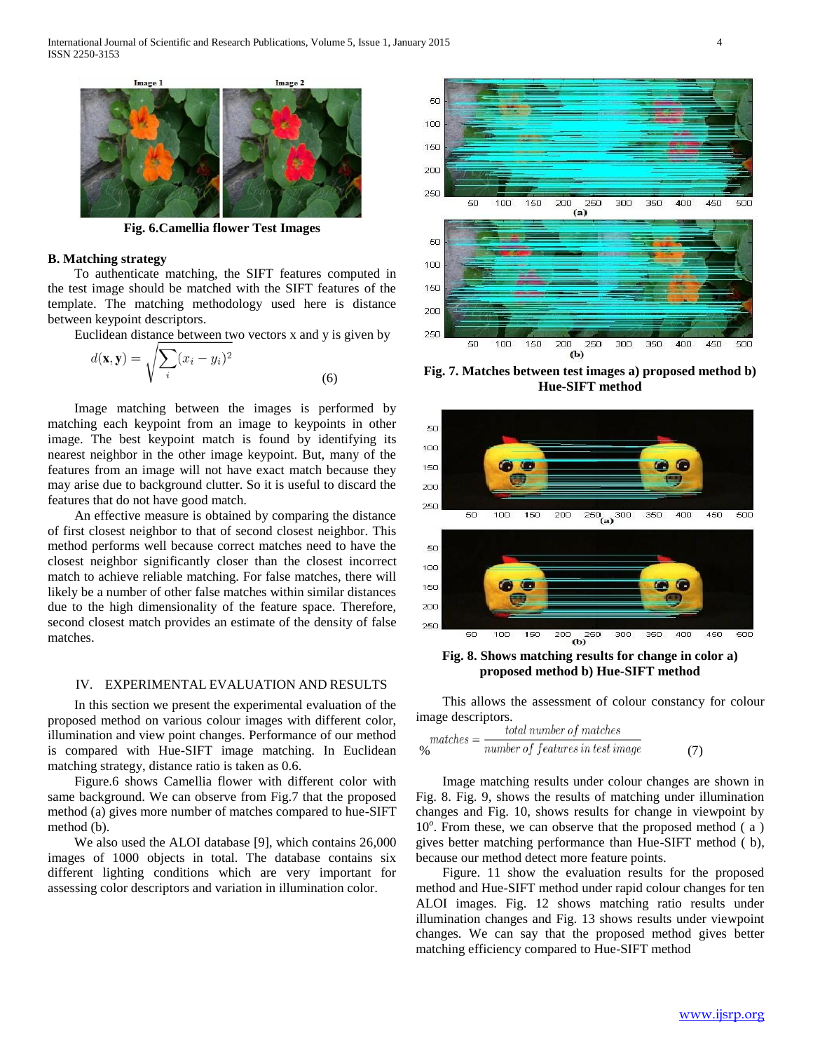Fig. 6.Camellia flower Test Images

### B. Matching strategy

To authenticate matching, the SIFT features computed in the test image should be matched with the SIFT features of the template. The matching methodology used here is distance between keypoint descriptors.

Euclidean distance between two vectors x and y is given by

$$d(\mathbf{x}, \mathbf{y}) = \sqrt{\sum_i (x_i - y_i)^2} \quad (6)$$

Image matching between the images is performed by matching each keypoint from an image to keypoints in other image. The best keypoint match is found by identifying its nearest neighbor in the other image keypoint. But, many of the features from an image will not have exact match because they may arise due to background clutter. So it is useful to discard the features that do not have good match.

An effective measure is obtained by comparing the distance of first closest neighbor to that of second closest neighbor. This method performs well because correct matches need to have the closest neighbor significantly closer than the closest incorrect match to achieve reliable matching. For false matches, there will likely be a number of other false matches within similar distances due to the high dimensionality of the feature space. Therefore, second closest match provides an estimate of the density of false matches.

## IV. EXPERIMENTAL EVALUATION AND RESULTS

In this section we present the experimental evaluation of the proposed method on various colour images with different color, illumination and view point changes. Performance of our method is compared with Hue-SIFT image matching. In Euclidean matching strategy, distance ratio is taken as 0.6.

Figure.6 shows Camellia flower with different color with same background. We can observe from Fig.7 that the proposed method (a) gives more number of matches compared to hue-SIFT method (b).

We also used the ALOI database [9], which contains 26,000 images of 1000 objects in total. The database contains six different lighting conditions which are very important for assessing color descriptors and variation in illumination color.

Fig. 7. Matches between test images a) proposed method b) Hue-SIFT method

Fig. 8. Shows matching results for change in color a) proposed method b) Hue-SIFT method

This allows the assessment of colour constancy for colour image descriptors.

$$\%\ matches = \frac{total\ number\ of\ matches}{number\ of\ features\ in\ test\ image} \quad (7)$$

Image matching results under colour changes are shown in Fig. 8. Fig. 9, shows the results of matching under illumination changes and Fig. 10, shows results for change in viewpoint by $10^o$. From these, we can observe that the proposed method ( a ) gives better matching performance than Hue-SIFT method ( b), because our method detect more feature points.

Figure. 11 show the evaluation results for the proposed method and Hue-SIFT method under rapid colour changes for ten ALOI images. Fig. 12 shows matching ratio results under illumination changes and Fig. 13 shows results under viewpoint changes. We can say that the proposed method gives better matching efficiency compared to Hue-SIFT method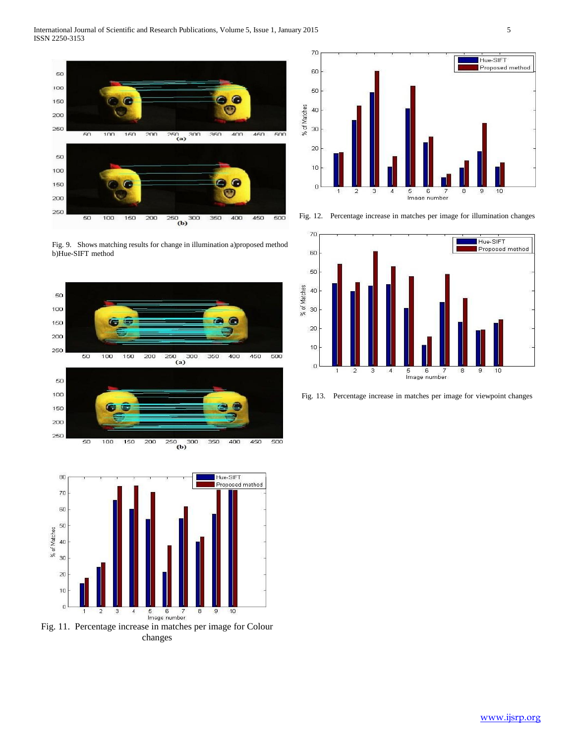Fig. 9. Shows matching results for change in illumination a)proposed method b)Hue-SIFT method

Fig. 11. Percentage increase in matches per image for Colour changes

Fig. 12. Percentage increase in matches per image for illumination changes

Fig. 13. Percentage increase in matches per image for viewpoint changes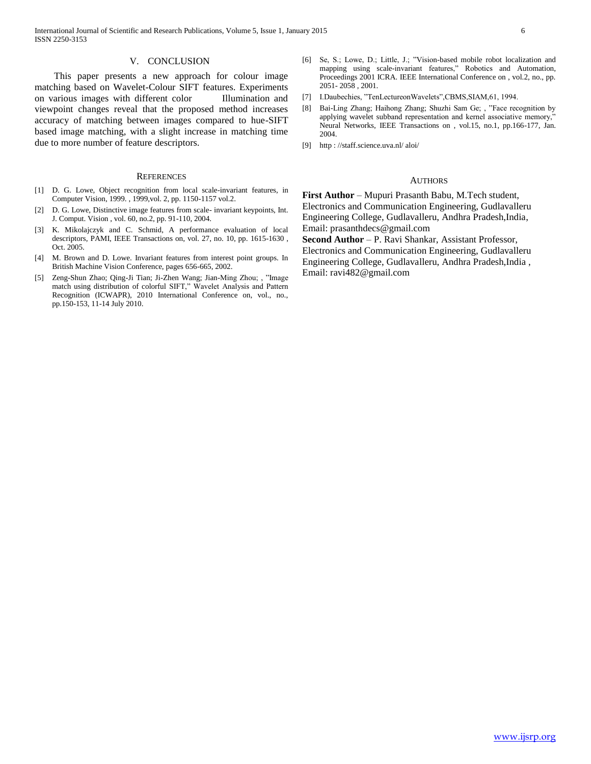## V. CONCLUSION

This paper presents a new approach for colour image matching based on Wavelet-Colour SIFT features. Experiments on various images with different color Illumination and viewpoint changes reveal that the proposed method increases accuracy of matching between images compared to hue-SIFT based image matching, with a slight increase in matching time due to more number of feature descriptors.

## REFERENCES

[1] D. G. Lowe, Object recognition from local scale-invariant features, in Computer Vision, 1999. , 1999,vol. 2, pp. 1150-1157 vol.2.

[2] D. G. Lowe, Distinctive image features from scale- invariant keypoints, Int. J. Comput. Vision , vol. 60, no.2, pp. 91-110, 2004.

[3] K. Mikolajczyk and C. Schmid, A performance evaluation of local descriptors, PAMI, IEEE Transactions on, vol. 27, no. 10, pp. 1615-1630 , Oct. 2005.

[4] M. Brown and D. Lowe. Invariant features from interest point groups. In British Machine Vision Conference, pages 656-665, 2002.

[5] Zeng-Shun Zhao; Qing-Ji Tian; Ji-Zhen Wang; Jian-Ming Zhou; , "Image match using distribution of colorful SIFT," Wavelet Analysis and Pattern Recognition (ICWAPR), 2010 International Conference on, vol., no., pp.150-153, 11-14 July 2010.

[6] Se, S.; Lowe, D.; Little, J.; "Vision-based mobile robot localization and mapping using scale-invariant features," Robotics and Automation, Proceedings 2001 ICRA. IEEE International Conference on , vol.2, no., pp. 2051- 2058 , 2001.

[7] I.Daubechies, "TenLectureonWavelets",CBMS,SIAM,61, 1994.

[8] Bai-Ling Zhang; Haihong Zhang; Shuzhi Sam Ge; , "Face recognition by applying wavelet subband representation and kernel associative memory," Neural Networks, IEEE Transactions on , vol.15, no.1, pp.166-177, Jan. 2004.

[9] http : //staff.science.uva.nl/ aloi/

## AUTHORS

**First Author** – Mupuri Prasanth Babu, M.Tech student, Electronics and Communication Engineering, Gudlavalleru Engineering College, Gudlavalleru, Andhra Pradesh,India, Email: prasanthdecs@gmail.com

**Second Author** – P. Ravi Shankar, Assistant Professor, Electronics and Communication Engineering, Gudlavalleru Engineering College, Gudlavalleru, Andhra Pradesh,India , Email: ravi482@gmail.com